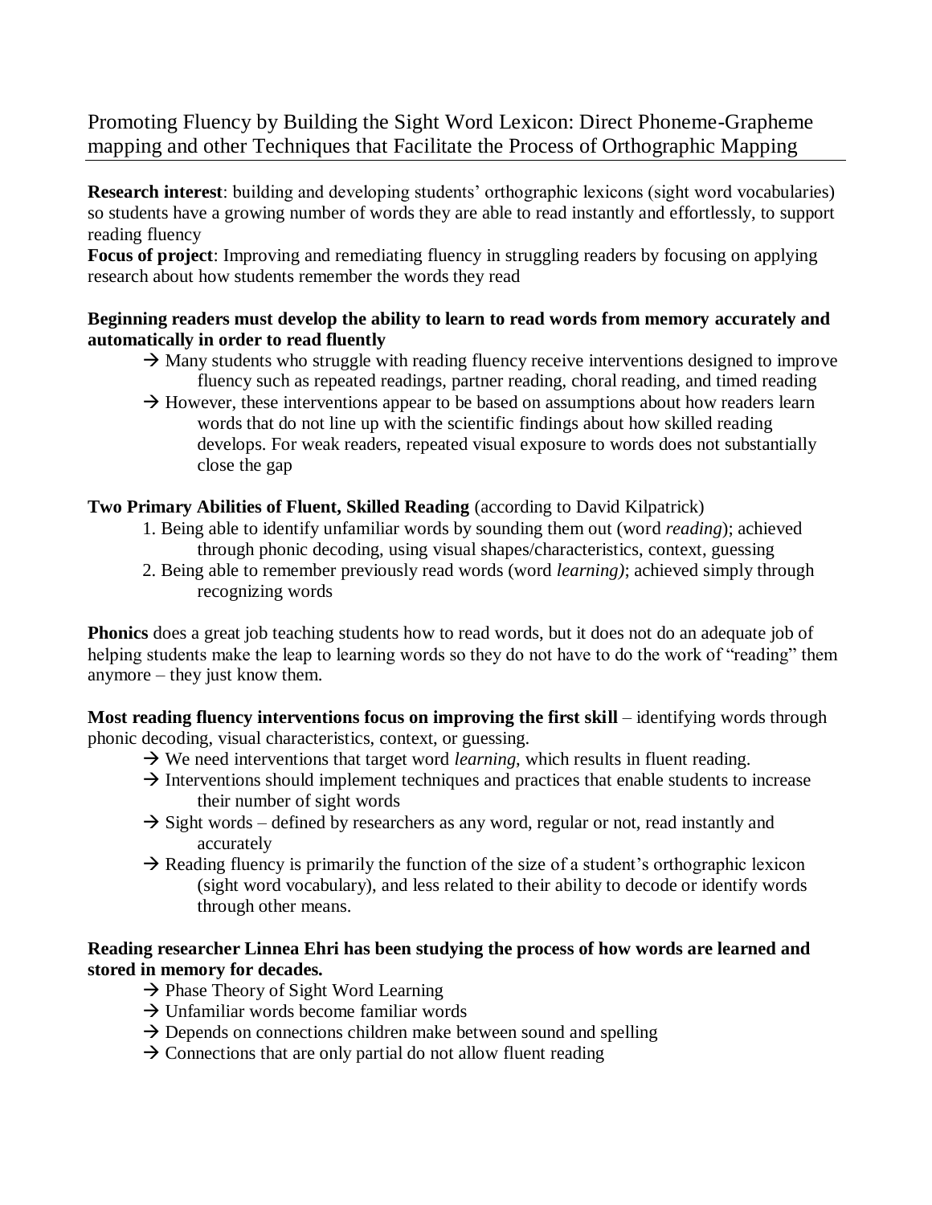# Promoting Fluency by Building the Sight Word Lexicon: Direct Phoneme-Grapheme mapping and other Techniques that Facilitate the Process of Orthographic Mapping

**Research interest**: building and developing students' orthographic lexicons (sight word vocabularies) so students have a growing number of words they are able to read instantly and effortlessly, to support reading fluency

**Focus of project**: Improving and remediating fluency in struggling readers by focusing on applying research about how students remember the words they read

**Beginning readers must develop the ability to learn to read words from memory accurately and automatically in order to read fluently**

- → Many students who struggle with reading fluency receive interventions designed to improve fluency such as repeated readings, partner reading, choral reading, and timed reading
- → However, these interventions appear to be based on assumptions about how readers learn words that do not line up with the scientific findings about how skilled reading develops. For weak readers, repeated visual exposure to words does not substantially close the gap

**Two Primary Abilities of Fluent, Skilled Reading** (according to David Kilpatrick)

1. Being able to identify unfamiliar words by sounding them out (word *reading*); achieved through phonic decoding, using visual shapes/characteristics, context, guessing
2. Being able to remember previously read words (word *learning)*; achieved simply through recognizing words

**Phonics** does a great job teaching students how to read words, but it does not do an adequate job of helping students make the leap to learning words so they do not have to do the work of "reading" them anymore – they just know them.

**Most reading fluency interventions focus on improving the first skill** – identifying words through phonic decoding, visual characteristics, context, or guessing.

- → We need interventions that target word *learning*, which results in fluent reading.
- → Interventions should implement techniques and practices that enable students to increase their number of sight words
- → Sight words – defined by researchers as any word, regular or not, read instantly and accurately
- → Reading fluency is primarily the function of the size of a student's orthographic lexicon (sight word vocabulary), and less related to their ability to decode or identify words through other means.

**Reading researcher Linnea Ehri has been studying the process of how words are learned and stored in memory for decades.**

- → Phase Theory of Sight Word Learning
- → Unfamiliar words become familiar words
- → Depends on connections children make between sound and spelling
- → Connections that are only partial do not allow fluent reading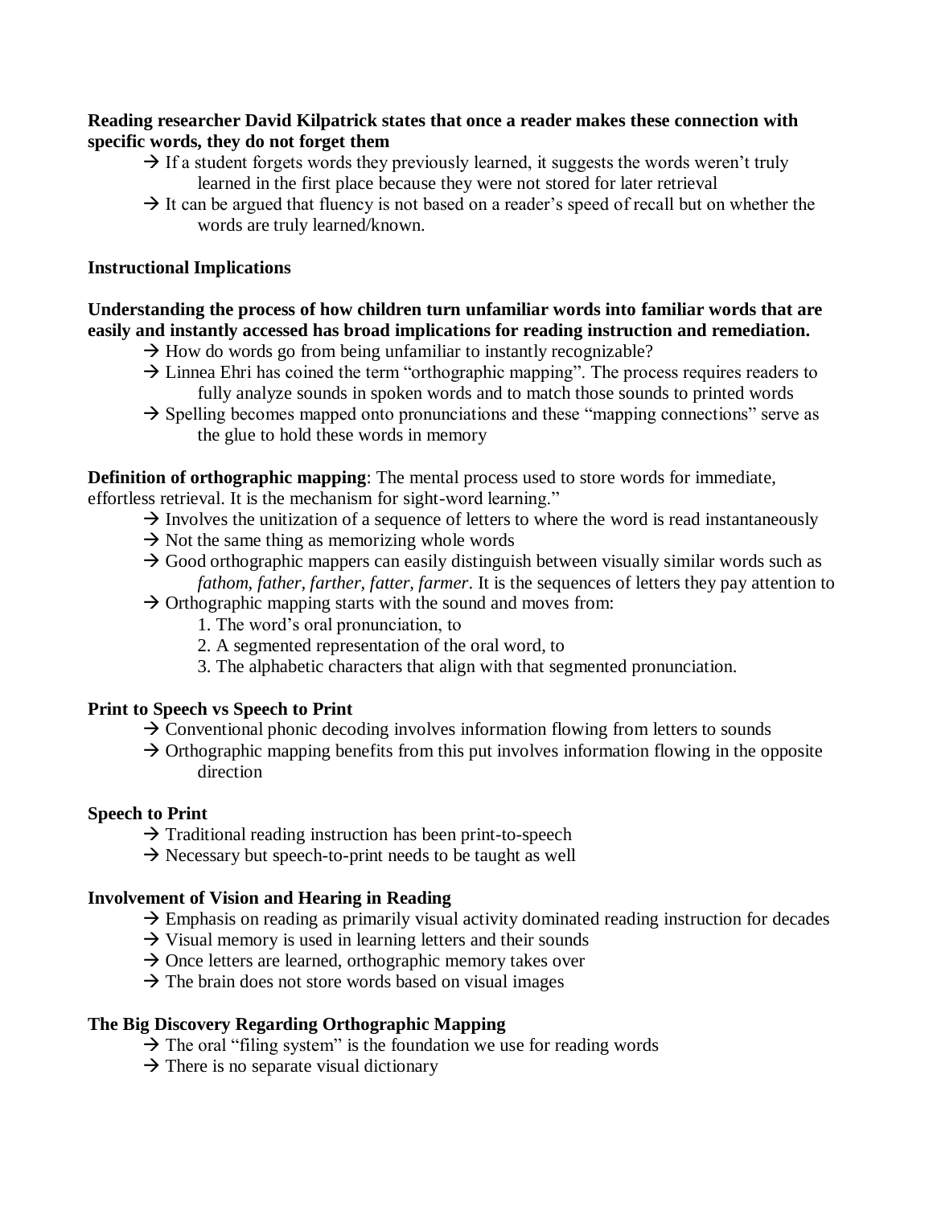**Reading researcher David Kilpatrick states that once a reader makes these connection with specific words, they do not forget them**

- → If a student forgets words they previously learned, it suggests the words weren't truly learned in the first place because they were not stored for later retrieval
- → It can be argued that fluency is not based on a reader's speed of recall but on whether the words are truly learned/known.

**Instructional Implications**

**Understanding the process of how children turn unfamiliar words into familiar words that are easily and instantly accessed has broad implications for reading instruction and remediation.**

- → How do words go from being unfamiliar to instantly recognizable?
- → Linnea Ehri has coined the term "orthographic mapping". The process requires readers to fully analyze sounds in spoken words and to match those sounds to printed words
- → Spelling becomes mapped onto pronunciations and these "mapping connections" serve as the glue to hold these words in memory

**Definition of orthographic mapping**: The mental process used to store words for immediate, effortless retrieval. It is the mechanism for sight-word learning."

- → Involves the unitization of a sequence of letters to where the word is read instantaneously
- → Not the same thing as memorizing whole words
- → Good orthographic mappers can easily distinguish between visually similar words such as *fathom, father, farther, fatter, farmer*. It is the sequences of letters they pay attention to
- → Orthographic mapping starts with the sound and moves from:
  1. The word's oral pronunciation, to
  2. A segmented representation of the oral word, to
  3. The alphabetic characters that align with that segmented pronunciation.

**Print to Speech vs Speech to Print**

- → Conventional phonic decoding involves information flowing from letters to sounds
- → Orthographic mapping benefits from this put involves information flowing in the opposite direction

**Speech to Print**

- → Traditional reading instruction has been print-to-speech
- → Necessary but speech-to-print needs to be taught as well

**Involvement of Vision and Hearing in Reading**

- → Emphasis on reading as primarily visual activity dominated reading instruction for decades
- → Visual memory is used in learning letters and their sounds
- → Once letters are learned, orthographic memory takes over
- → The brain does not store words based on visual images

**The Big Discovery Regarding Orthographic Mapping**

- → The oral "filing system" is the foundation we use for reading words
- → There is no separate visual dictionary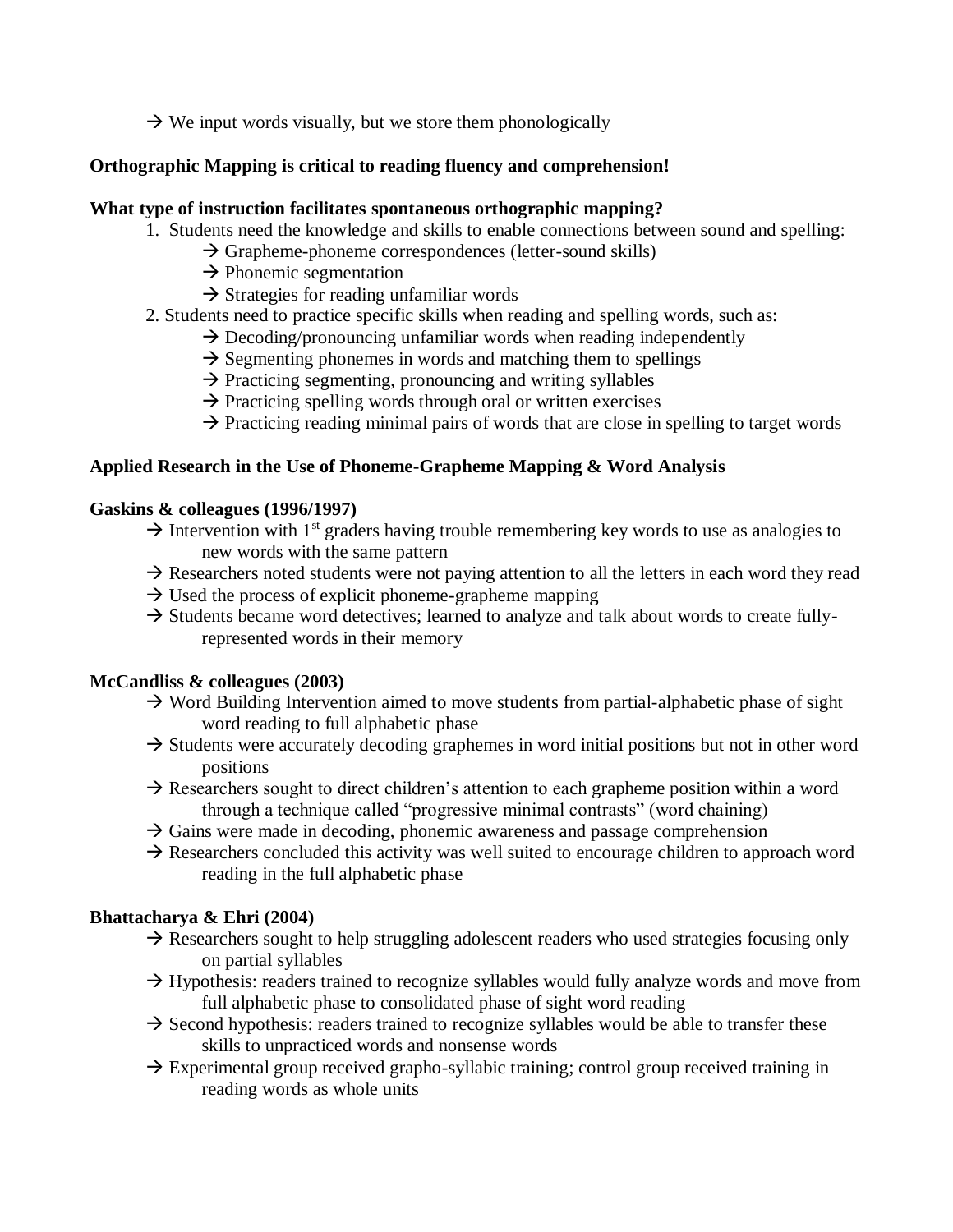→ We input words visually, but we store them phonologically

**Orthographic Mapping is critical to reading fluency and comprehension!**

**What type of instruction facilitates spontaneous orthographic mapping?**

1. Students need the knowledge and skills to enable connections between sound and spelling:
   - → Grapheme-phoneme correspondences (letter-sound skills)
   - → Phonemic segmentation
   - → Strategies for reading unfamiliar words
2. Students need to practice specific skills when reading and spelling words, such as:
   - → Decoding/pronouncing unfamiliar words when reading independently
   - → Segmenting phonemes in words and matching them to spellings
   - → Practicing segmenting, pronouncing and writing syllables
   - → Practicing spelling words through oral or written exercises
   - → Practicing reading minimal pairs of words that are close in spelling to target words

**Applied Research in the Use of Phoneme-Grapheme Mapping & Word Analysis**

**Gaskins & colleagues (1996/1997)**

- → Intervention with 1st graders having trouble remembering key words to use as analogies to new words with the same pattern
- → Researchers noted students were not paying attention to all the letters in each word they read
- → Used the process of explicit phoneme-grapheme mapping
- → Students became word detectives; learned to analyze and talk about words to create fully-represented words in their memory

**McCandliss & colleagues (2003)**

- → Word Building Intervention aimed to move students from partial-alphabetic phase of sight word reading to full alphabetic phase
- → Students were accurately decoding graphemes in word initial positions but not in other word positions
- → Researchers sought to direct children's attention to each grapheme position within a word through a technique called "progressive minimal contrasts" (word chaining)
- → Gains were made in decoding, phonemic awareness and passage comprehension
- → Researchers concluded this activity was well suited to encourage children to approach word reading in the full alphabetic phase

**Bhattacharya & Ehri (2004)**

- → Researchers sought to help struggling adolescent readers who used strategies focusing only on partial syllables
- → Hypothesis: readers trained to recognize syllables would fully analyze words and move from full alphabetic phase to consolidated phase of sight word reading
- → Second hypothesis: readers trained to recognize syllables would be able to transfer these skills to unpracticed words and nonsense words
- → Experimental group received grapho-syllabic training; control group received training in reading words as whole units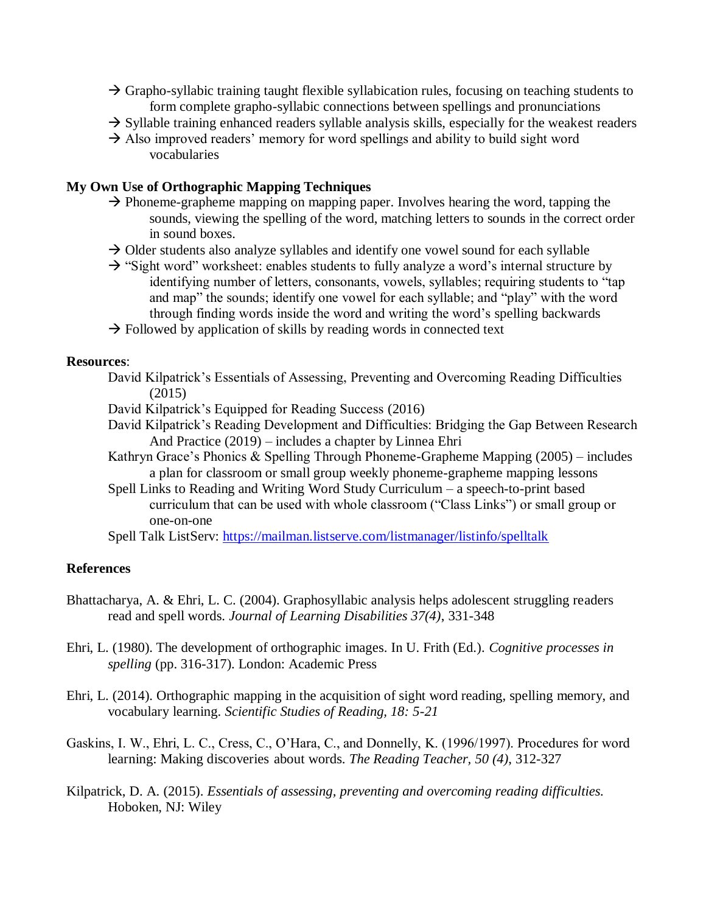→ Grapho-syllabic training taught flexible syllabication rules, focusing on teaching students to form complete grapho-syllabic connections between spellings and pronunciations

→ Syllable training enhanced readers syllable analysis skills, especially for the weakest readers

→ Also improved readers' memory for word spellings and ability to build sight word vocabularies

**My Own Use of Orthographic Mapping Techniques**

→ Phoneme-grapheme mapping on mapping paper. Involves hearing the word, tapping the sounds, viewing the spelling of the word, matching letters to sounds in the correct order in sound boxes.

→ Older students also analyze syllables and identify one vowel sound for each syllable

→ "Sight word" worksheet: enables students to fully analyze a word's internal structure by identifying number of letters, consonants, vowels, syllables; requiring students to "tap and map" the sounds; identify one vowel for each syllable; and "play" with the word through finding words inside the word and writing the word's spelling backwards

→ Followed by application of skills by reading words in connected text

**Resources**:

David Kilpatrick's Essentials of Assessing, Preventing and Overcoming Reading Difficulties (2015)

David Kilpatrick's Equipped for Reading Success (2016)

David Kilpatrick's Reading Development and Difficulties: Bridging the Gap Between Research And Practice (2019) – includes a chapter by Linnea Ehri

Kathryn Grace's Phonics & Spelling Through Phoneme-Grapheme Mapping (2005) – includes a plan for classroom or small group weekly phoneme-grapheme mapping lessons

Spell Links to Reading and Writing Word Study Curriculum – a speech-to-print based curriculum that can be used with whole classroom ("Class Links") or small group or one-on-one

Spell Talk ListServ: https://mailman.listserve.com/listmanager/listinfo/spelltalk

**References**

Bhattacharya, A. & Ehri, L. C. (2004). Graphosyllabic analysis helps adolescent struggling readers read and spell words. *Journal of Learning Disabilities 37(4)*, 331-348

Ehri, L. (1980). The development of orthographic images. In U. Frith (Ed.). *Cognitive processes in spelling* (pp. 316-317). London: Academic Press

Ehri, L. (2014). Orthographic mapping in the acquisition of sight word reading, spelling memory, and vocabulary learning. *Scientific Studies of Reading, 18: 5-21*

Gaskins, I. W., Ehri, L. C., Cress, C., O'Hara, C., and Donnelly, K. (1996/1997). Procedures for word learning: Making discoveries about words. *The Reading Teacher, 50 (4)*, 312-327

Kilpatrick, D. A. (2015). *Essentials of assessing, preventing and overcoming reading difficulties.* Hoboken, NJ: Wiley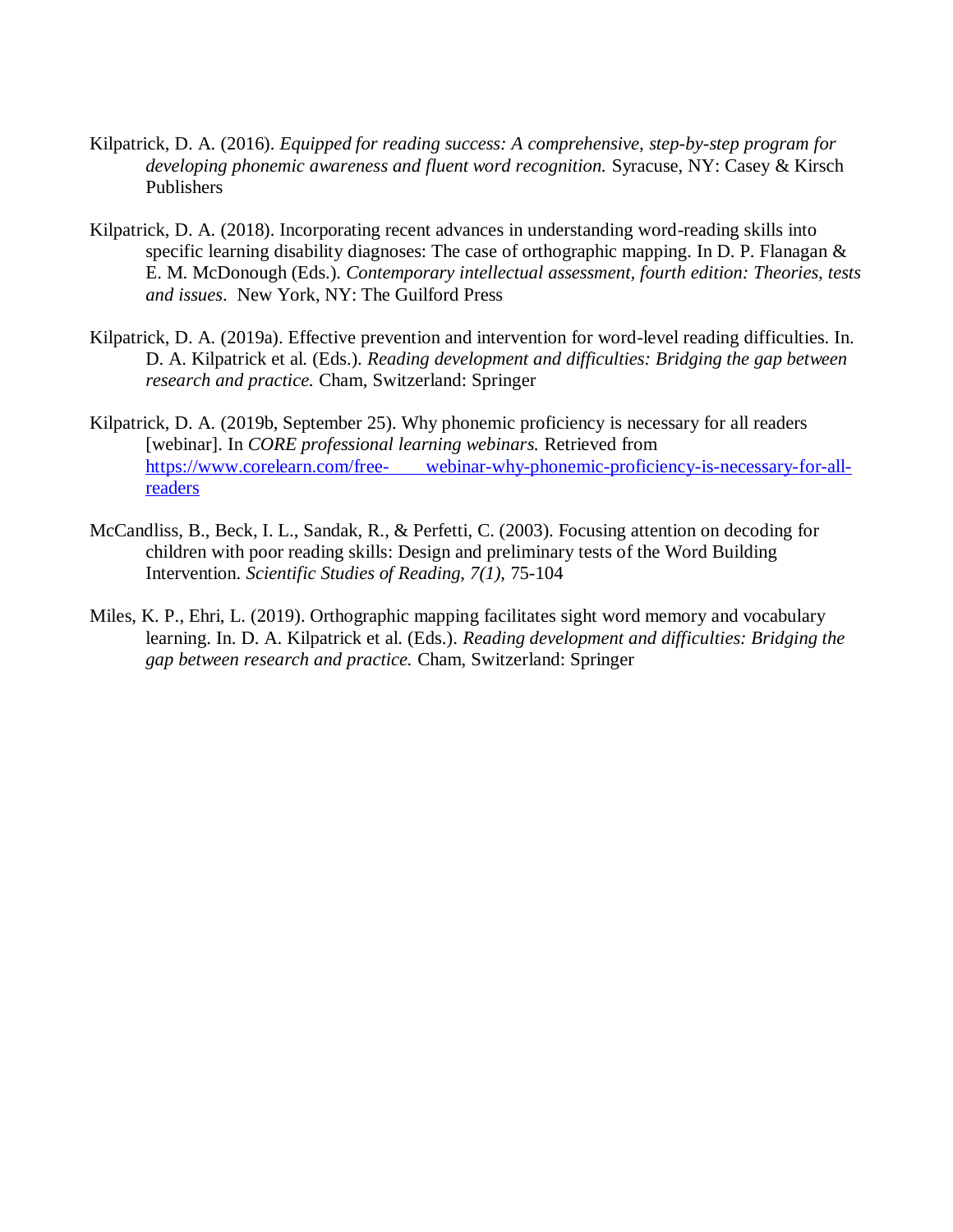Kilpatrick, D. A. (2016). *Equipped for reading success: A comprehensive, step-by-step program for developing phonemic awareness and fluent word recognition.* Syracuse, NY: Casey & Kirsch Publishers

Kilpatrick, D. A. (2018). Incorporating recent advances in understanding word-reading skills into specific learning disability diagnoses: The case of orthographic mapping. In D. P. Flanagan & E. M. McDonough (Eds.). *Contemporary intellectual assessment, fourth edition: Theories, tests and issues*. New York, NY: The Guilford Press

Kilpatrick, D. A. (2019a). Effective prevention and intervention for word-level reading difficulties. In. D. A. Kilpatrick et al. (Eds.). *Reading development and difficulties: Bridging the gap between research and practice.* Cham, Switzerland: Springer

Kilpatrick, D. A. (2019b, September 25). Why phonemic proficiency is necessary for all readers [webinar]. In *CORE professional learning webinars.* Retrieved from [https://www.corelearn.com/free- webinar-why-phonemic-proficiency-is-necessary-for-all-readers](https://www.corelearn.com/free-webinar-why-phonemic-proficiency-is-necessary-for-all-readers)

McCandliss, B., Beck, I. L., Sandak, R., & Perfetti, C. (2003). Focusing attention on decoding for children with poor reading skills: Design and preliminary tests of the Word Building Intervention. *Scientific Studies of Reading, 7(1),* 75-104

Miles, K. P., Ehri, L. (2019). Orthographic mapping facilitates sight word memory and vocabulary learning. In. D. A. Kilpatrick et al. (Eds.). *Reading development and difficulties: Bridging the gap between research and practice.* Cham, Switzerland: Springer